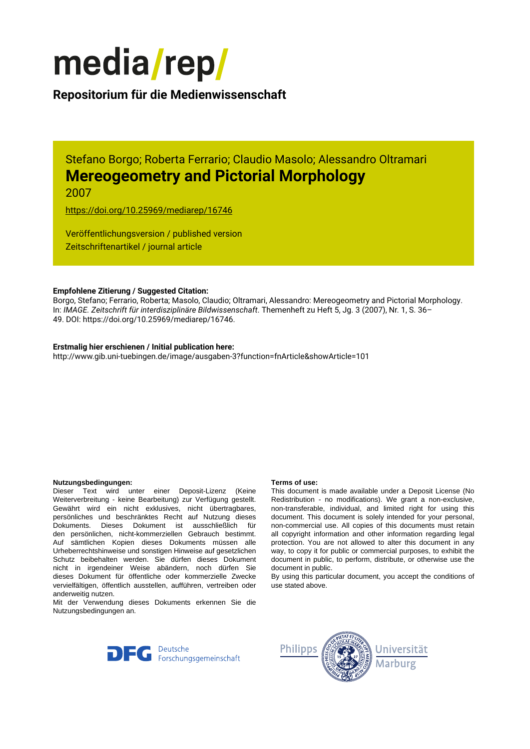# media/rep/

## Repositorium für die Medienwissenschaft

Stefano Borgo; Roberta Ferrario; Claudio Masolo; Alessandro Oltramari

# Mereogeometry and Pictorial Morphology

2007

https://doi.org/10.25969/mediarep/16746

Veröffentlichungsversion / published version
Zeitschriftenartikel / journal article

**Empfohlene Zitierung / Suggested Citation:**
Borgo, Stefano; Ferrario, Roberta; Masolo, Claudio; Oltramari, Alessandro: Mereogeometry and Pictorial Morphology. In: *IMAGE. Zeitschrift für interdisziplinäre Bildwissenschaft*. Themenheft zu Heft 5, Jg. 3 (2007), Nr. 1, S. 36–49. DOI: https://doi.org/10.25969/mediarep/16746.

**Erstmalig hier erschienen / Initial publication here:**
http://www.gib.uni-tuebingen.de/image/ausgaben-3?function=fnArticle&showArticle=101

**Nutzungsbedingungen:**
Dieser Text wird unter einer Deposit-Lizenz (Keine Weiterverbreitung - keine Bearbeitung) zur Verfügung gestellt. Gewährt wird ein nicht exklusives, nicht übertragbares, persönliches und beschränktes Recht auf Nutzung dieses Dokuments. Dieses Dokument ist ausschließlich für den persönlichen, nicht-kommerziellen Gebrauch bestimmt. Auf sämtlichen Kopien dieses Dokuments müssen alle Urheberrechtshinweise und sonstigen Hinweise auf gesetzlichen Schutz beibehalten werden. Sie dürfen dieses Dokument nicht in irgendeiner Weise abändern, noch dürfen Sie dieses Dokument für öffentliche oder kommerzielle Zwecke vervielfältigen, öffentlich ausstellen, aufführen, vertreiben oder anderweitig nutzen.
Mit der Verwendung dieses Dokuments erkennen Sie die Nutzungsbedingungen an.

**Terms of use:**
This document is made available under a Deposit License (No Redistribution - no modifications). We grant a non-exclusive, non-transferable, individual, and limited right for using this document. This document is solely intended for your personal, non-commercial use. All copies of this documents must retain all copyright information and other information regarding legal protection. You are not allowed to alter this document in any way, to copy it for public or commercial purposes, to exhibit the document in public, to perform, distribute, or otherwise use the document in public.
By using this particular document, you accept the conditions of use stated above.

DFG Deutsche Forschungsgemeinschaft

Philipps Universität Marburg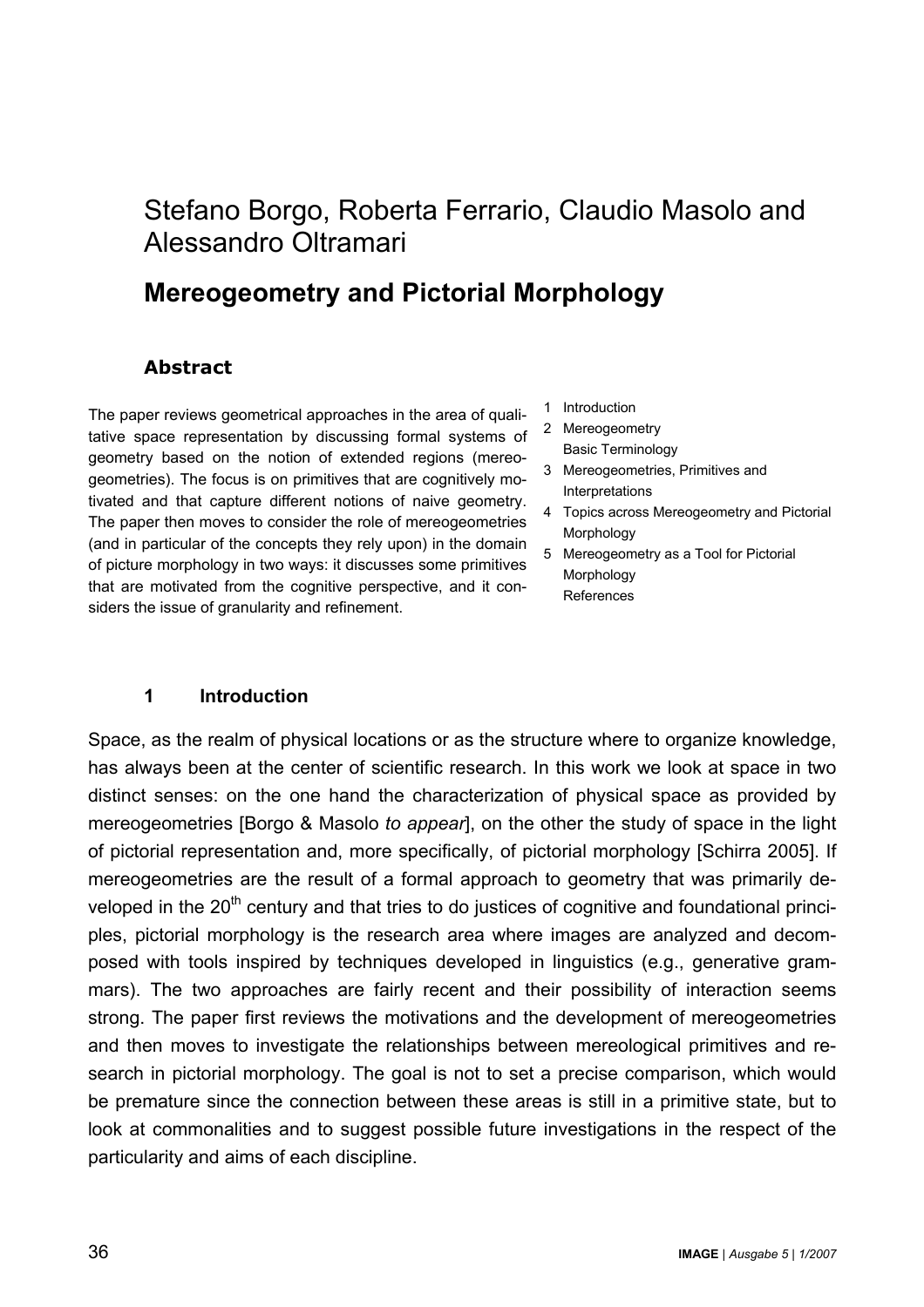# Stefano Borgo, Roberta Ferrario, Claudio Masolo and Alessandro Oltramari

## Mereogeometry and Pictorial Morphology

### Abstract

The paper reviews geometrical approaches in the area of qualitative space representation by discussing formal systems of geometry based on the notion of extended regions (mereogeometries). The focus is on primitives that are cognitively motivated and that capture different notions of naive geometry. The paper then moves to consider the role of mereogeometries (and in particular of the concepts they rely upon) in the domain of picture morphology in two ways: it discusses some primitives that are motivated from the cognitive perspective, and it considers the issue of granularity and refinement.

1 Introduction
2 Mereogeometry
  Basic Terminology
3 Mereogeometries, Primitives and Interpretations
4 Topics across Mereogeometry and Pictorial Morphology
5 Mereogeometry as a Tool for Pictorial Morphology
  References

### 1 Introduction

Space, as the realm of physical locations or as the structure where to organize knowledge, has always been at the center of scientific research. In this work we look at space in two distinct senses: on the one hand the characterization of physical space as provided by mereogeometries [Borgo & Masolo *to appear*], on the other the study of space in the light of pictorial representation and, more specifically, of pictorial morphology [Schirra 2005]. If mereogeometries are the result of a formal approach to geometry that was primarily developed in the 20th century and that tries to do justices of cognitive and foundational principles, pictorial morphology is the research area where images are analyzed and decomposed with tools inspired by techniques developed in linguistics (e.g., generative grammars). The two approaches are fairly recent and their possibility of interaction seems strong. The paper first reviews the motivations and the development of mereogeometries and then moves to investigate the relationships between mereological primitives and research in pictorial morphology. The goal is not to set a precise comparison, which would be premature since the connection between these areas is still in a primitive state, but to look at commonalities and to suggest possible future investigations in the respect of the particularity and aims of each discipline.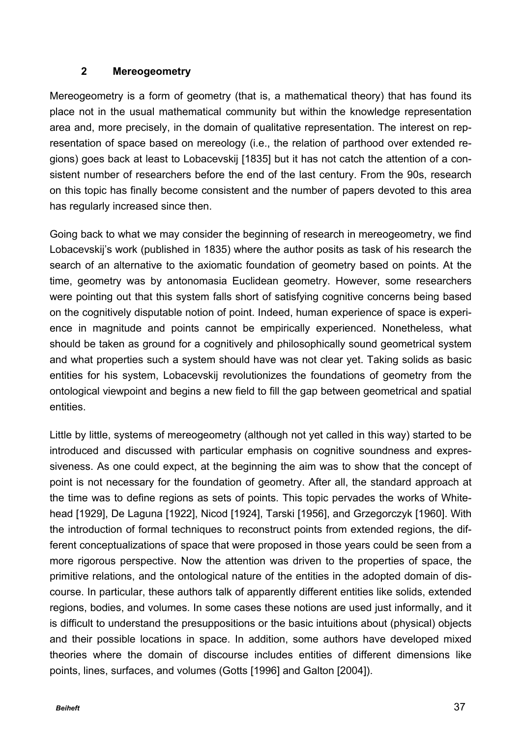## 2 Mereogeometry

Mereogeometry is a form of geometry (that is, a mathematical theory) that has found its place not in the usual mathematical community but within the knowledge representation area and, more precisely, in the domain of qualitative representation. The interest on representation of space based on mereology (i.e., the relation of parthood over extended regions) goes back at least to Lobacevskij [1835] but it has not catch the attention of a consistent number of researchers before the end of the last century. From the 90s, research on this topic has finally become consistent and the number of papers devoted to this area has regularly increased since then.

Going back to what we may consider the beginning of research in mereogeometry, we find Lobacevskij's work (published in 1835) where the author posits as task of his research the search of an alternative to the axiomatic foundation of geometry based on points. At the time, geometry was by antonomasia Euclidean geometry. However, some researchers were pointing out that this system falls short of satisfying cognitive concerns being based on the cognitively disputable notion of point. Indeed, human experience of space is experience in magnitude and points cannot be empirically experienced. Nonetheless, what should be taken as ground for a cognitively and philosophically sound geometrical system and what properties such a system should have was not clear yet. Taking solids as basic entities for his system, Lobacevskij revolutionizes the foundations of geometry from the ontological viewpoint and begins a new field to fill the gap between geometrical and spatial entities.

Little by little, systems of mereogeometry (although not yet called in this way) started to be introduced and discussed with particular emphasis on cognitive soundness and expressiveness. As one could expect, at the beginning the aim was to show that the concept of point is not necessary for the foundation of geometry. After all, the standard approach at the time was to define regions as sets of points. This topic pervades the works of Whitehead [1929], De Laguna [1922], Nicod [1924], Tarski [1956], and Grzegorczyk [1960]. With the introduction of formal techniques to reconstruct points from extended regions, the different conceptualizations of space that were proposed in those years could be seen from a more rigorous perspective. Now the attention was driven to the properties of space, the primitive relations, and the ontological nature of the entities in the adopted domain of discourse. In particular, these authors talk of apparently different entities like solids, extended regions, bodies, and volumes. In some cases these notions are used just informally, and it is difficult to understand the presuppositions or the basic intuitions about (physical) objects and their possible locations in space. In addition, some authors have developed mixed theories where the domain of discourse includes entities of different dimensions like points, lines, surfaces, and volumes (Gotts [1996] and Galton [2004]).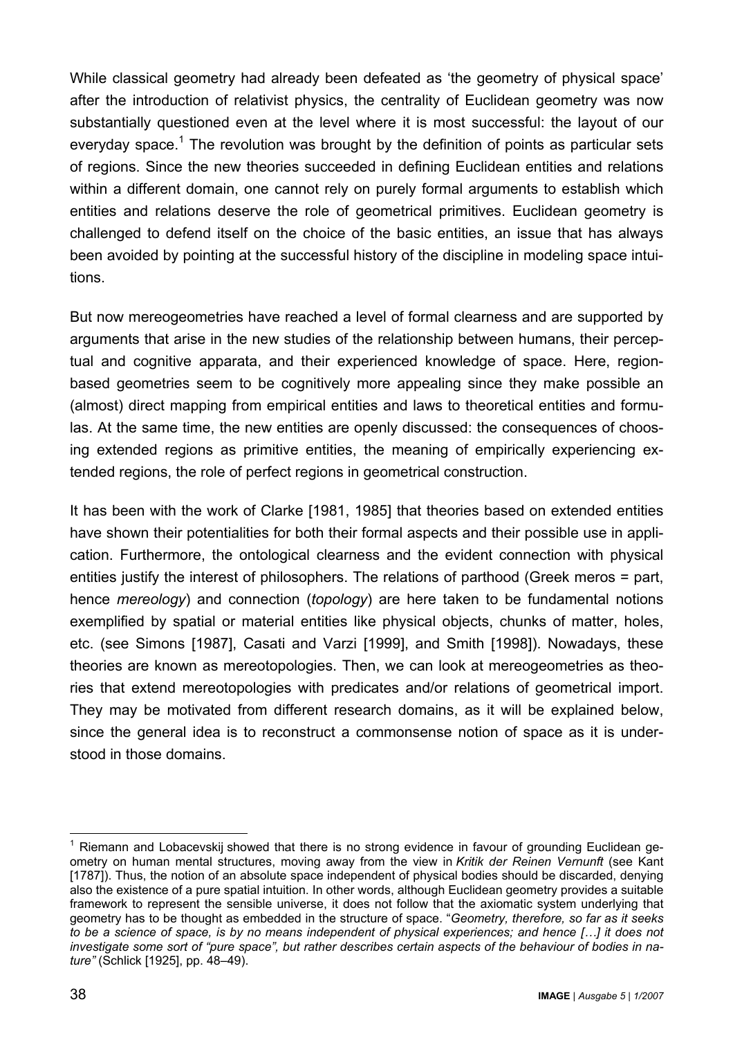While classical geometry had already been defeated as 'the geometry of physical space' after the introduction of relativist physics, the centrality of Euclidean geometry was now substantially questioned even at the level where it is most successful: the layout of our everyday space.[1] The revolution was brought by the definition of points as particular sets of regions. Since the new theories succeeded in defining Euclidean entities and relations within a different domain, one cannot rely on purely formal arguments to establish which entities and relations deserve the role of geometrical primitives. Euclidean geometry is challenged to defend itself on the choice of the basic entities, an issue that has always been avoided by pointing at the successful history of the discipline in modeling space intuitions.

But now mereogeometries have reached a level of formal clearness and are supported by arguments that arise in the new studies of the relationship between humans, their perceptual and cognitive apparata, and their experienced knowledge of space. Here, region-based geometries seem to be cognitively more appealing since they make possible an (almost) direct mapping from empirical entities and laws to theoretical entities and formulas. At the same time, the new entities are openly discussed: the consequences of choosing extended regions as primitive entities, the meaning of empirically experiencing extended regions, the role of perfect regions in geometrical construction.

It has been with the work of Clarke [1981, 1985] that theories based on extended entities have shown their potentialities for both their formal aspects and their possible use in application. Furthermore, the ontological clearness and the evident connection with physical entities justify the interest of philosophers. The relations of parthood (Greek meros = part, hence *mereology*) and connection (*topology*) are here taken to be fundamental notions exemplified by spatial or material entities like physical objects, chunks of matter, holes, etc. (see Simons [1987], Casati and Varzi [1999], and Smith [1998]). Nowadays, these theories are known as mereotopologies. Then, we can look at mereogeometries as theories that extend mereotopologies with predicates and/or relations of geometrical import. They may be motivated from different research domains, as it will be explained below, since the general idea is to reconstruct a commonsense notion of space as it is understood in those domains.

---

[1] Riemann and Lobacevskij showed that there is no strong evidence in favour of grounding Euclidean geometry on human mental structures, moving away from the view in *Kritik der Reinen Vernunft* (see Kant [1787]). Thus, the notion of an absolute space independent of physical bodies should be discarded, denying also the existence of a pure spatial intuition. In other words, although Euclidean geometry provides a suitable framework to represent the sensible universe, it does not follow that the axiomatic system underlying that geometry has to be thought as embedded in the structure of space. "*Geometry, therefore, so far as it seeks to be a science of space, is by no means independent of physical experiences; and hence […] it does not investigate some sort of "pure space", but rather describes certain aspects of the behaviour of bodies in nature"* (Schlick [1925], pp. 48–49).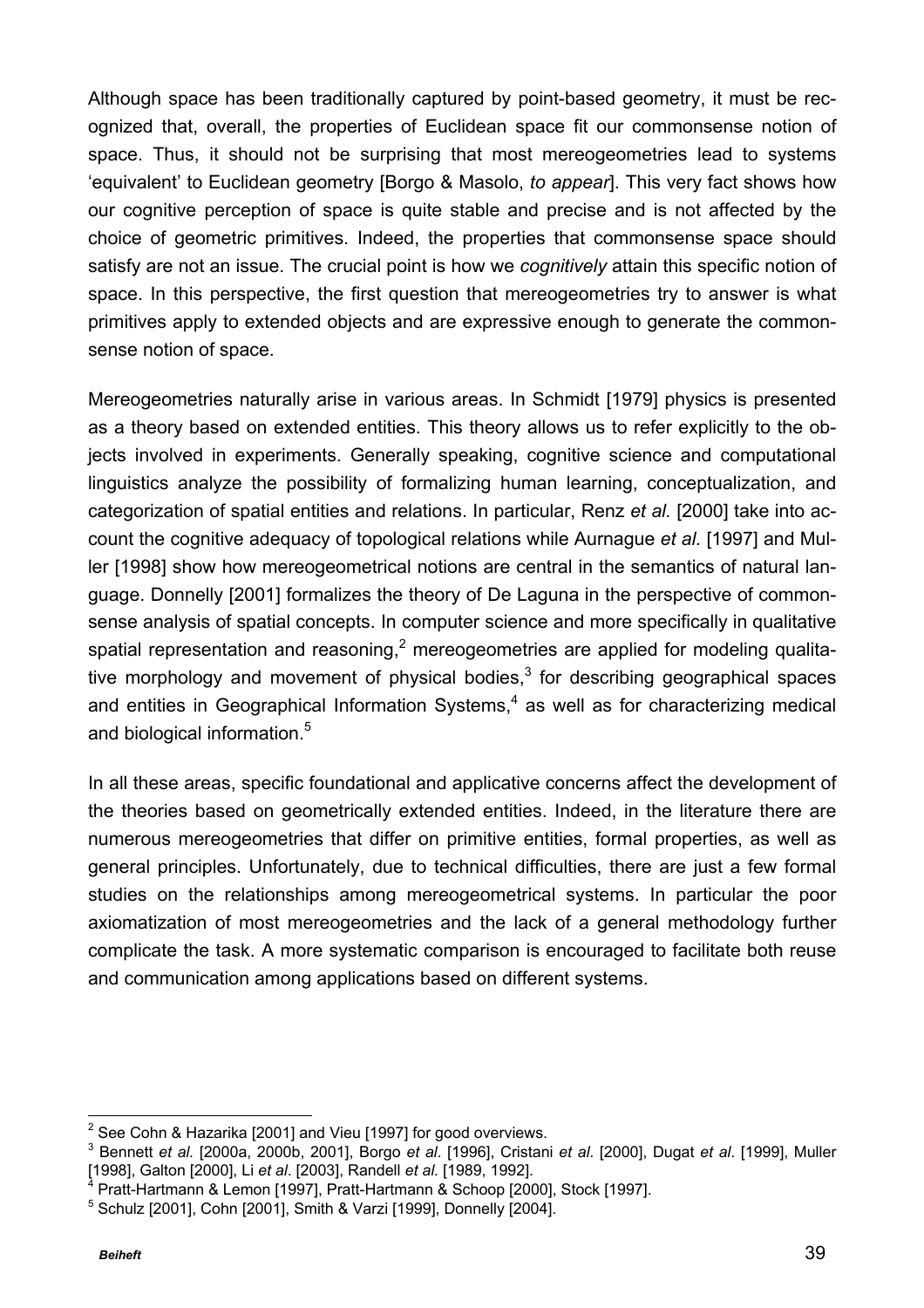Although space has been traditionally captured by point-based geometry, it must be recognized that, overall, the properties of Euclidean space fit our commonsense notion of space. Thus, it should not be surprising that most mereogeometries lead to systems 'equivalent' to Euclidean geometry [Borgo & Masolo, *to appear*]. This very fact shows how our cognitive perception of space is quite stable and precise and is not affected by the choice of geometric primitives. Indeed, the properties that commonsense space should satisfy are not an issue. The crucial point is how we *cognitively* attain this specific notion of space. In this perspective, the first question that mereogeometries try to answer is what primitives apply to extended objects and are expressive enough to generate the commonsense notion of space.

Mereogeometries naturally arise in various areas. In Schmidt [1979] physics is presented as a theory based on extended entities. This theory allows us to refer explicitly to the objects involved in experiments. Generally speaking, cognitive science and computational linguistics analyze the possibility of formalizing human learning, conceptualization, and categorization of spatial entities and relations. In particular, Renz *et al.* [2000] take into account the cognitive adequacy of topological relations while Aurnague *et al.* [1997] and Muller [1998] show how mereogeometrical notions are central in the semantics of natural language. Donnelly [2001] formalizes the theory of De Laguna in the perspective of commonsense analysis of spatial concepts. In computer science and more specifically in qualitative spatial representation and reasoning,[2] mereogeometries are applied for modeling qualitative morphology and movement of physical bodies,[3] for describing geographical spaces and entities in Geographical Information Systems,[4] as well as for characterizing medical and biological information.[5]

In all these areas, specific foundational and applicative concerns affect the development of the theories based on geometrically extended entities. Indeed, in the literature there are numerous mereogeometries that differ on primitive entities, formal properties, as well as general principles. Unfortunately, due to technical difficulties, there are just a few formal studies on the relationships among mereogeometrical systems. In particular the poor axiomatization of most mereogeometries and the lack of a general methodology further complicate the task. A more systematic comparison is encouraged to facilitate both reuse and communication among applications based on different systems.

---

[2] See Cohn & Hazarika [2001] and Vieu [1997] for good overviews.

[3] Bennett *et al.* [2000a, 2000b, 2001], Borgo *et al.* [1996], Cristani *et al.* [2000], Dugat *et al.* [1999], Muller [1998], Galton [2000], Li *et al.* [2003], Randell *et al.* [1989, 1992].

[4] Pratt-Hartmann & Lemon [1997], Pratt-Hartmann & Schoop [2000], Stock [1997].

[5] Schulz [2001], Cohn [2001], Smith & Varzi [1999], Donnelly [2004].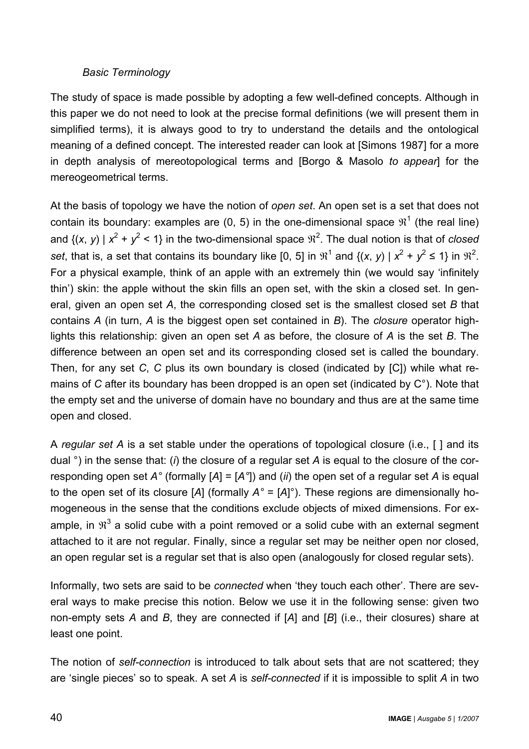### *Basic Terminology*

The study of space is made possible by adopting a few well-defined concepts. Although in this paper we do not need to look at the precise formal definitions (we will present them in simplified terms), it is always good to try to understand the details and the ontological meaning of a defined concept. The interested reader can look at [Simons 1987] for a more in depth analysis of mereotopological terms and [Borgo & Masolo *to appear*] for the mereogeometrical terms.

At the basis of topology we have the notion of *open set*. An open set is a set that does not contain its boundary: examples are (0, 5) in the one-dimensional space $\Re^1$ (the real line) and $\{(x, y) \mid x^2 + y^2 < 1\}$ in the two-dimensional space $\Re^2$. The dual notion is that of *closed set*, that is, a set that contains its boundary like [0, 5] in $\Re^1$ and $\{(x, y) \mid x^2 + y^2 \leq 1\}$ in $\Re^2$. For a physical example, think of an apple with an extremely thin (we would say 'infinitely thin') skin: the apple without the skin fills an open set, with the skin a closed set. In general, given an open set *A*, the corresponding closed set is the smallest closed set *B* that contains *A* (in turn, *A* is the biggest open set contained in *B*). The *closure* operator highlights this relationship: given an open set *A* as before, the closure of *A* is the set *B*. The difference between an open set and its corresponding closed set is called the boundary. Then, for any set *C*, *C* plus its own boundary is closed (indicated by [C]) while what remains of *C* after its boundary has been dropped is an open set (indicated by C°). Note that the empty set and the universe of domain have no boundary and thus are at the same time open and closed.

A *regular set A* is a set stable under the operations of topological closure (i.e., [ ] and its dual °) in the sense that: (*i*) the closure of a regular set *A* is equal to the closure of the corresponding open set *A°* (formally $[A] = [A°]$) and (*ii*) the open set of a regular set *A* is equal to the open set of its closure [*A*] (formally $A° = [A]°$). These regions are dimensionally homogeneous in the sense that the conditions exclude objects of mixed dimensions. For example, in $\Re^3$ a solid cube with a point removed or a solid cube with an external segment attached to it are not regular. Finally, since a regular set may be neither open nor closed, an open regular set is a regular set that is also open (analogously for closed regular sets).

Informally, two sets are said to be *connected* when 'they touch each other'. There are several ways to make precise this notion. Below we use it in the following sense: given two non-empty sets *A* and *B*, they are connected if [*A*] and [*B*] (i.e., their closures) share at least one point.

The notion of *self-connection* is introduced to talk about sets that are not scattered; they are 'single pieces' so to speak. A set *A* is *self-connected* if it is impossible to split *A* in two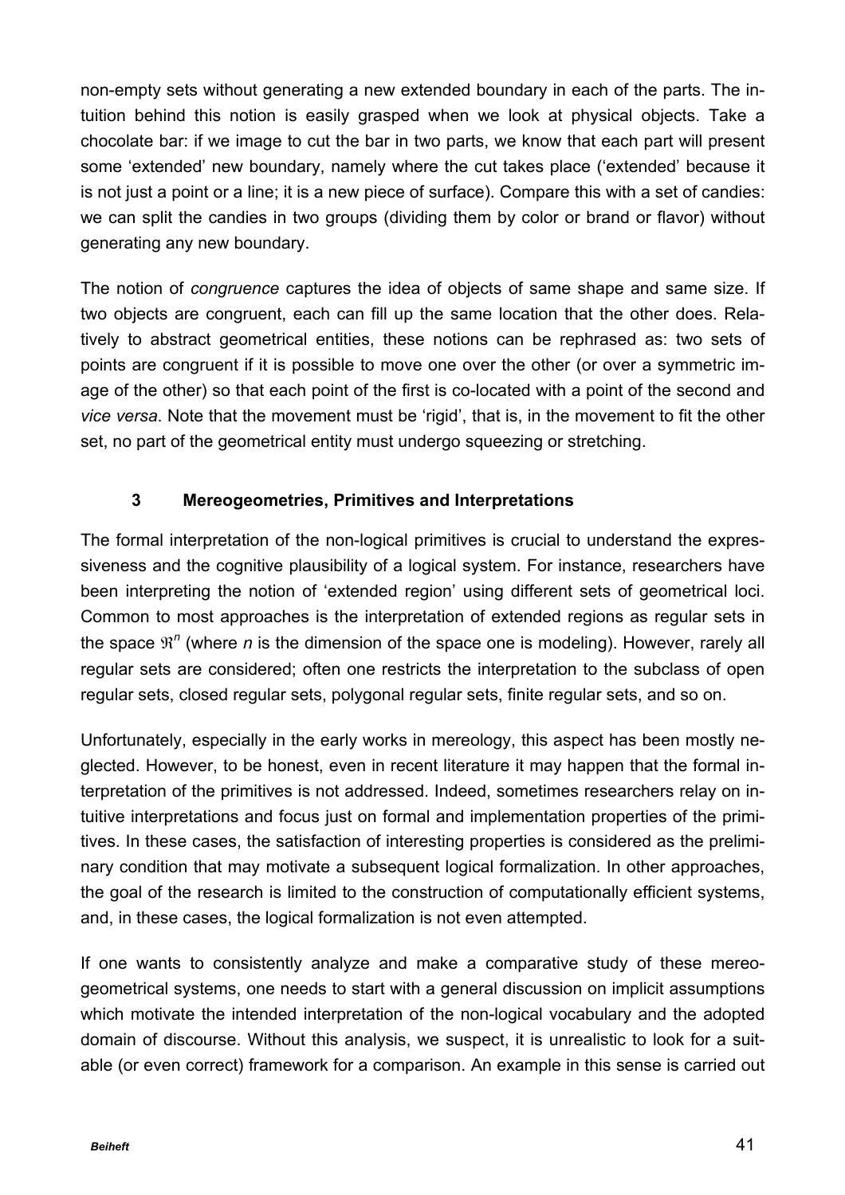non-empty sets without generating a new extended boundary in each of the parts. The intuition behind this notion is easily grasped when we look at physical objects. Take a chocolate bar: if we image to cut the bar in two parts, we know that each part will present some 'extended' new boundary, namely where the cut takes place ('extended' because it is not just a point or a line; it is a new piece of surface). Compare this with a set of candies: we can split the candies in two groups (dividing them by color or brand or flavor) without generating any new boundary.

The notion of *congruence* captures the idea of objects of same shape and same size. If two objects are congruent, each can fill up the same location that the other does. Relatively to abstract geometrical entities, these notions can be rephrased as: two sets of points are congruent if it is possible to move one over the other (or over a symmetric image of the other) so that each point of the first is co-located with a point of the second and *vice versa*. Note that the movement must be 'rigid', that is, in the movement to fit the other set, no part of the geometrical entity must undergo squeezing or stretching.

## 3 Mereogeometries, Primitives and Interpretations

The formal interpretation of the non-logical primitives is crucial to understand the expressiveness and the cognitive plausibility of a logical system. For instance, researchers have been interpreting the notion of 'extended region' using different sets of geometrical loci. Common to most approaches is the interpretation of extended regions as regular sets in the space $\Re^n$ (where $n$ is the dimension of the space one is modeling). However, rarely all regular sets are considered; often one restricts the interpretation to the subclass of open regular sets, closed regular sets, polygonal regular sets, finite regular sets, and so on.

Unfortunately, especially in the early works in mereology, this aspect has been mostly neglected. However, to be honest, even in recent literature it may happen that the formal interpretation of the primitives is not addressed. Indeed, sometimes researchers relay on intuitive interpretations and focus just on formal and implementation properties of the primitives. In these cases, the satisfaction of interesting properties is considered as the preliminary condition that may motivate a subsequent logical formalization. In other approaches, the goal of the research is limited to the construction of computationally efficient systems, and, in these cases, the logical formalization is not even attempted.

If one wants to consistently analyze and make a comparative study of these mereogeometrical systems, one needs to start with a general discussion on implicit assumptions which motivate the intended interpretation of the non-logical vocabulary and the adopted domain of discourse. Without this analysis, we suspect, it is unrealistic to look for a suitable (or even correct) framework for a comparison. An example in this sense is carried out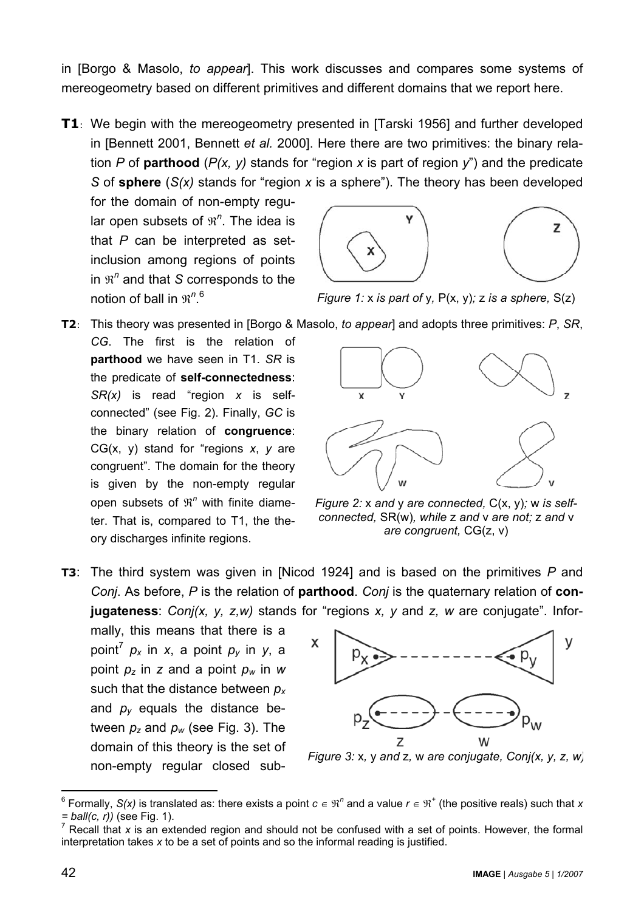in [Borgo & Masolo, *to appear*]. This work discusses and compares some systems of mereogeometry based on different primitives and different domains that we report here.

**T1**: We begin with the mereogeometry presented in [Tarski 1956] and further developed in [Bennett 2001, Bennett *et al.* 2000]. Here there are two primitives: the binary relation *P* of **parthood** (*P(x, y)* stands for "region *x* is part of region *y*") and the predicate *S* of **sphere** (*S(x)* stands for "region *x* is a sphere"). The theory has been developed for the domain of non-empty regular open subsets of $\Re^n$. The idea is that *P* can be interpreted as set-inclusion among regions of points in $\Re^n$ and that *S* corresponds to the notion of ball in $\Re^n$.[6]

*Figure 1:* x *is part of* y*,* P(x, y)*;* z *is a sphere,* S(z)

**T2**: This theory was presented in [Borgo & Masolo, *to appear*] and adopts three primitives: *P*, *SR*, *CG*. The first is the relation of **parthood** we have seen in T1. *SR* is the predicate of **self-connectedness**: *SR(x)* is read "region *x* is self-connected" (see Fig. 2). Finally, *GC* is the binary relation of **congruence**: CG(x, y) stand for "regions *x*, *y* are congruent". The domain for the theory is given by the non-empty regular open subsets of $\Re^n$ with finite diameter. That is, compared to T1, the theory discharges infinite regions.

*Figure 2:* x *and* y *are connected,* C(x, y)*;* w *is self-connected,* SR(w)*, while* z *and* v *are not;* z *and* v *are congruent,* CG(z, v)

**T3**: The third system was given in [Nicod 1924] and is based on the primitives *P* and *Conj*. As before, *P* is the relation of **parthood**. *Conj* is the quaternary relation of **conjugateness**: *Conj(x, y, z,w)* stands for "regions *x, y* and *z, w* are conjugate". Informally, this means that there is a point[7] $p_x$ in *x*, a point $p_y$ in *y*, a point $p_z$ in *z* and a point $p_w$ in *w* such that the distance between $p_x$ and $p_y$ equals the distance between $p_z$ and $p_w$ (see Fig. 3). The domain of this theory is the set of non-empty regular closed sub-

*Figure 3:* x*,* y *and* z*,* w *are conjugate, Conj(x, y, z, w)*

---

[6] Formally, *S(x)* is translated as: there exists a point $c \in \Re^n$ and a value $r \in \Re^+$ (the positive reals) such that *x = ball(c, r))* (see Fig. 1).

[7] Recall that *x* is an extended region and should not be confused with a set of points. However, the formal interpretation takes *x* to be a set of points and so the informal reading is justified.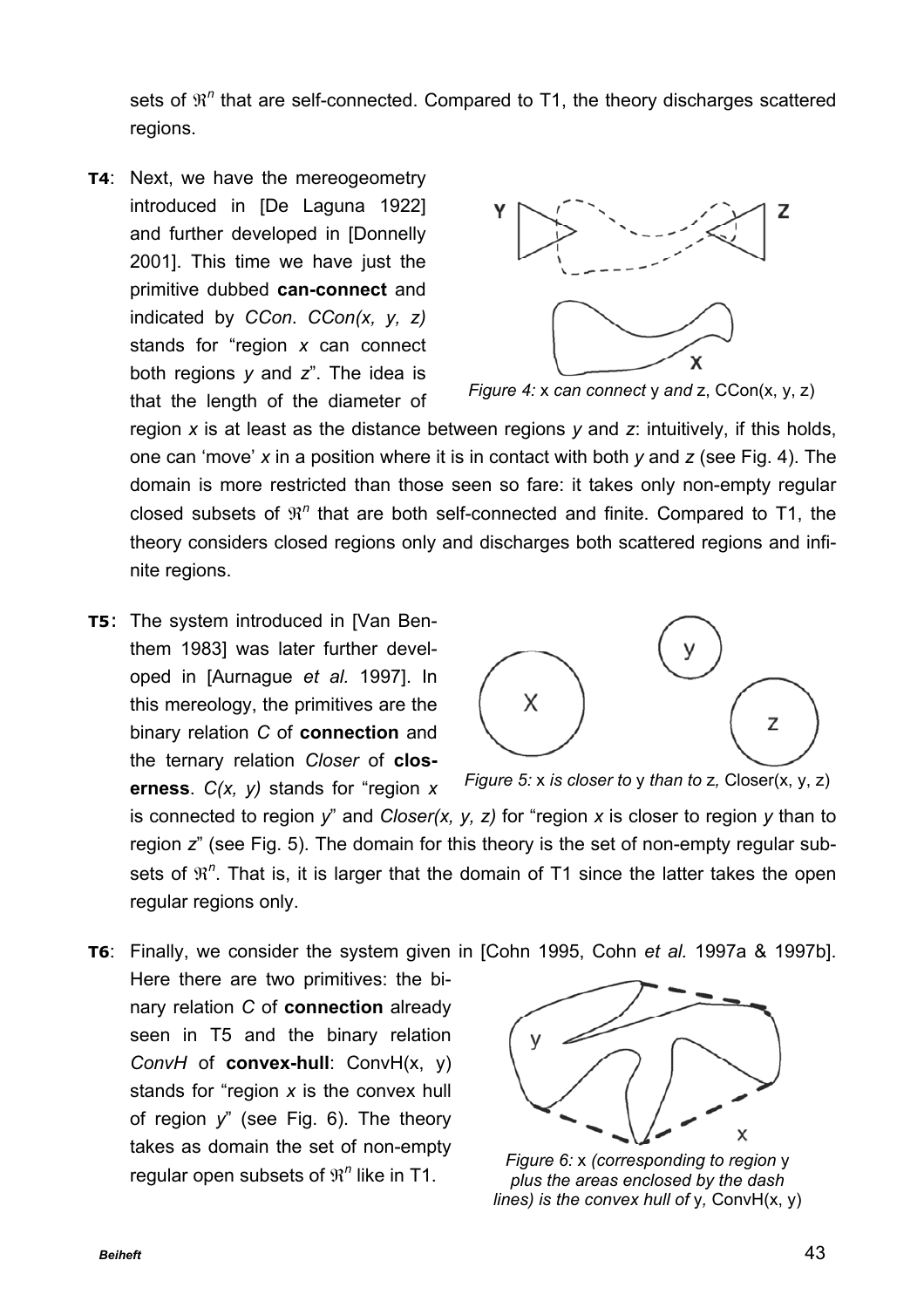sets of $\Re^n$ that are self-connected. Compared to T1, the theory discharges scattered regions.

**T4**: Next, we have the mereogeometry introduced in [De Laguna 1922] and further developed in [Donnelly 2001]. This time we have just the primitive dubbed **can-connect** and indicated by *CCon*. *CCon(x, y, z)* stands for "region *x* can connect both regions *y* and *z*". The idea is that the length of the diameter of region *x* is at least as the distance between regions *y* and *z*: intuitively, if this holds, one can 'move' *x* in a position where it is in contact with both *y* and *z* (see Fig. 4). The domain is more restricted than those seen so fare: it takes only non-empty regular closed subsets of $\Re^n$ that are both self-connected and finite. Compared to T1, the theory considers closed regions only and discharges both scattered regions and infinite regions.

*Figure 4:* x *can connect* y *and* z, CCon(x, y, z)

**T5**: The system introduced in [Van Benthem 1983] was later further developed in [Aurnague *et al.* 1997]. In this mereology, the primitives are the binary relation *C* of **connection** and the ternary relation *Closer* of **closerness**. *C(x, y)* stands for "region *x* is connected to region *y*" and *Closer(x, y, z)* for "region *x* is closer to region *y* than to region *z*" (see Fig. 5). The domain for this theory is the set of non-empty regular subsets of $\Re^n$. That is, it is larger that the domain of T1 since the latter takes the open regular regions only.

*Figure 5:* x *is closer to* y *than to* z*,* Closer(x, y, z)

**T6**: Finally, we consider the system given in [Cohn 1995, Cohn *et al.* 1997a & 1997b]. Here there are two primitives: the binary relation *C* of **connection** already seen in T5 and the binary relation *ConvH* of **convex-hull**: ConvH(x, y) stands for "region *x* is the convex hull of region *y*" (see Fig. 6). The theory takes as domain the set of non-empty regular open subsets of $\Re^n$ like in T1.

*Figure 6:* x *(corresponding to region* y *plus the areas enclosed by the dash lines) is the convex hull of* y*,* ConvH(x, y)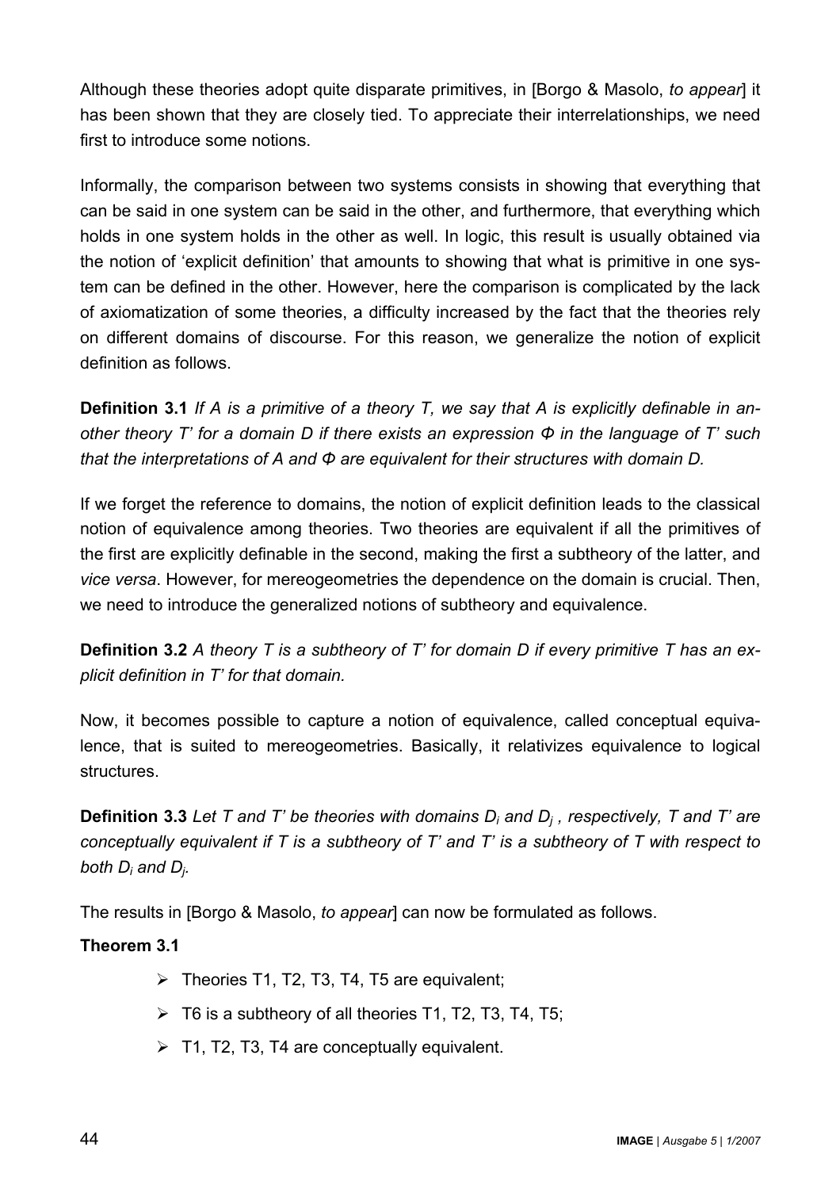Although these theories adopt quite disparate primitives, in [Borgo & Masolo, *to appear*] it has been shown that they are closely tied. To appreciate their interrelationships, we need first to introduce some notions.

Informally, the comparison between two systems consists in showing that everything that can be said in one system can be said in the other, and furthermore, that everything which holds in one system holds in the other as well. In logic, this result is usually obtained via the notion of 'explicit definition' that amounts to showing that what is primitive in one system can be defined in the other. However, here the comparison is complicated by the lack of axiomatization of some theories, a difficulty increased by the fact that the theories rely on different domains of discourse. For this reason, we generalize the notion of explicit definition as follows.

**Definition 3.1** *If A is a primitive of a theory T, we say that A is explicitly definable in another theory T' for a domain D if there exists an expression Φ in the language of T' such that the interpretations of A and Φ are equivalent for their structures with domain D.*

If we forget the reference to domains, the notion of explicit definition leads to the classical notion of equivalence among theories. Two theories are equivalent if all the primitives of the first are explicitly definable in the second, making the first a subtheory of the latter, and *vice versa*. However, for mereogeometries the dependence on the domain is crucial. Then, we need to introduce the generalized notions of subtheory and equivalence.

**Definition 3.2** *A theory T is a subtheory of T' for domain D if every primitive T has an explicit definition in T' for that domain.*

Now, it becomes possible to capture a notion of equivalence, called conceptual equivalence, that is suited to mereogeometries. Basically, it relativizes equivalence to logical structures.

**Definition 3.3** *Let T and T' be theories with domains $D_i$ and $D_j$ , respectively, T and T' are conceptually equivalent if T is a subtheory of T' and T' is a subtheory of T with respect to both $D_i$ and $D_j$.*

The results in [Borgo & Masolo, *to appear*] can now be formulated as follows.

**Theorem 3.1**

- Theories T1, T2, T3, T4, T5 are equivalent;
- T6 is a subtheory of all theories T1, T2, T3, T4, T5;
- T1, T2, T3, T4 are conceptually equivalent.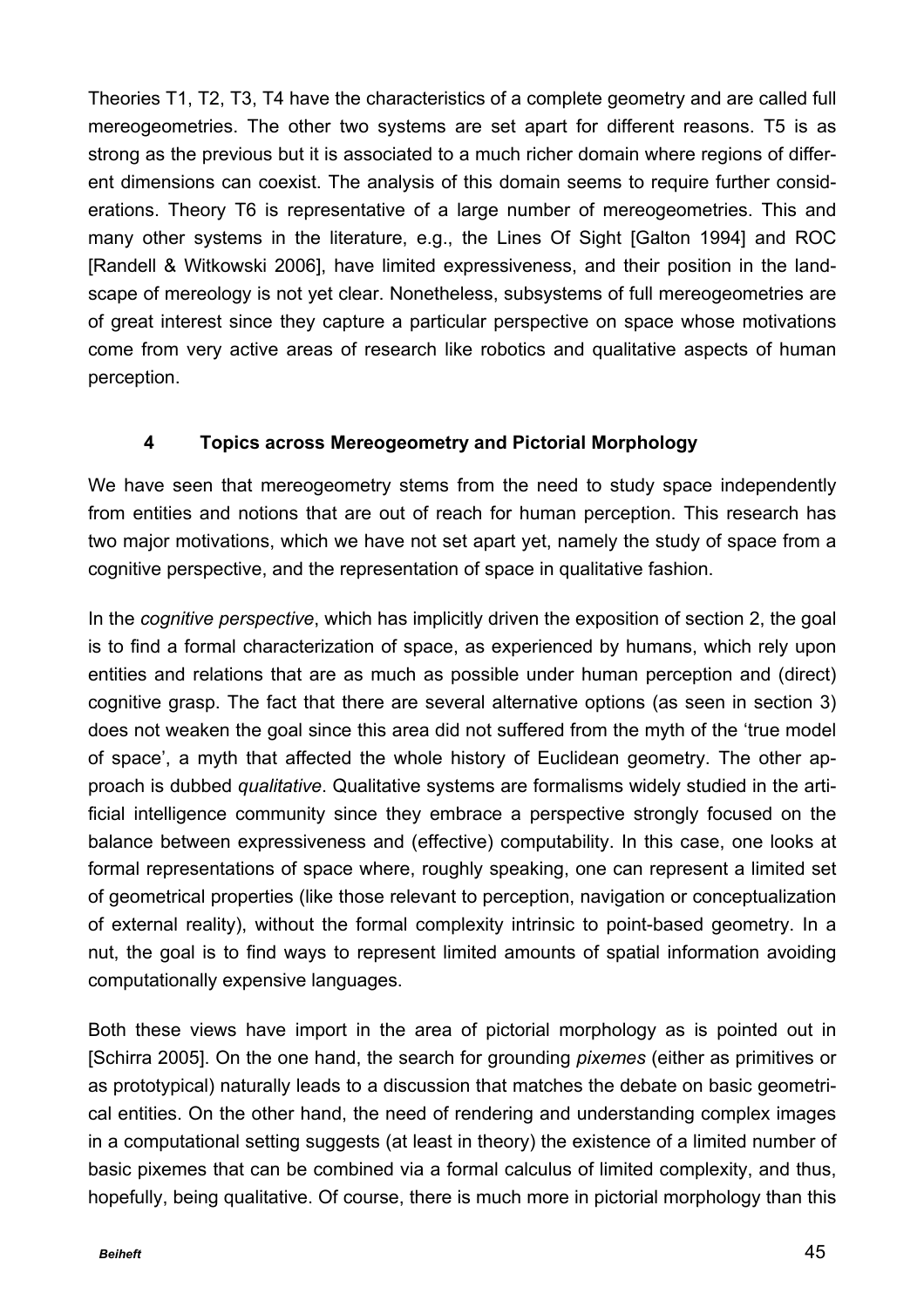Theories T1, T2, T3, T4 have the characteristics of a complete geometry and are called full mereogeometries. The other two systems are set apart for different reasons. T5 is as strong as the previous but it is associated to a much richer domain where regions of different dimensions can coexist. The analysis of this domain seems to require further considerations. Theory T6 is representative of a large number of mereogeometries. This and many other systems in the literature, e.g., the Lines Of Sight [Galton 1994] and ROC [Randell & Witkowski 2006], have limited expressiveness, and their position in the landscape of mereology is not yet clear. Nonetheless, subsystems of full mereogeometries are of great interest since they capture a particular perspective on space whose motivations come from very active areas of research like robotics and qualitative aspects of human perception.

## 4 Topics across Mereogeometry and Pictorial Morphology

We have seen that mereogeometry stems from the need to study space independently from entities and notions that are out of reach for human perception. This research has two major motivations, which we have not set apart yet, namely the study of space from a cognitive perspective, and the representation of space in qualitative fashion.

In the *cognitive perspective*, which has implicitly driven the exposition of section 2, the goal is to find a formal characterization of space, as experienced by humans, which rely upon entities and relations that are as much as possible under human perception and (direct) cognitive grasp. The fact that there are several alternative options (as seen in section 3) does not weaken the goal since this area did not suffered from the myth of the 'true model of space', a myth that affected the whole history of Euclidean geometry. The other approach is dubbed *qualitative*. Qualitative systems are formalisms widely studied in the artificial intelligence community since they embrace a perspective strongly focused on the balance between expressiveness and (effective) computability. In this case, one looks at formal representations of space where, roughly speaking, one can represent a limited set of geometrical properties (like those relevant to perception, navigation or conceptualization of external reality), without the formal complexity intrinsic to point-based geometry. In a nut, the goal is to find ways to represent limited amounts of spatial information avoiding computationally expensive languages.

Both these views have import in the area of pictorial morphology as is pointed out in [Schirra 2005]. On the one hand, the search for grounding *pixemes* (either as primitives or as prototypical) naturally leads to a discussion that matches the debate on basic geometrical entities. On the other hand, the need of rendering and understanding complex images in a computational setting suggests (at least in theory) the existence of a limited number of basic pixemes that can be combined via a formal calculus of limited complexity, and thus, hopefully, being qualitative. Of course, there is much more in pictorial morphology than this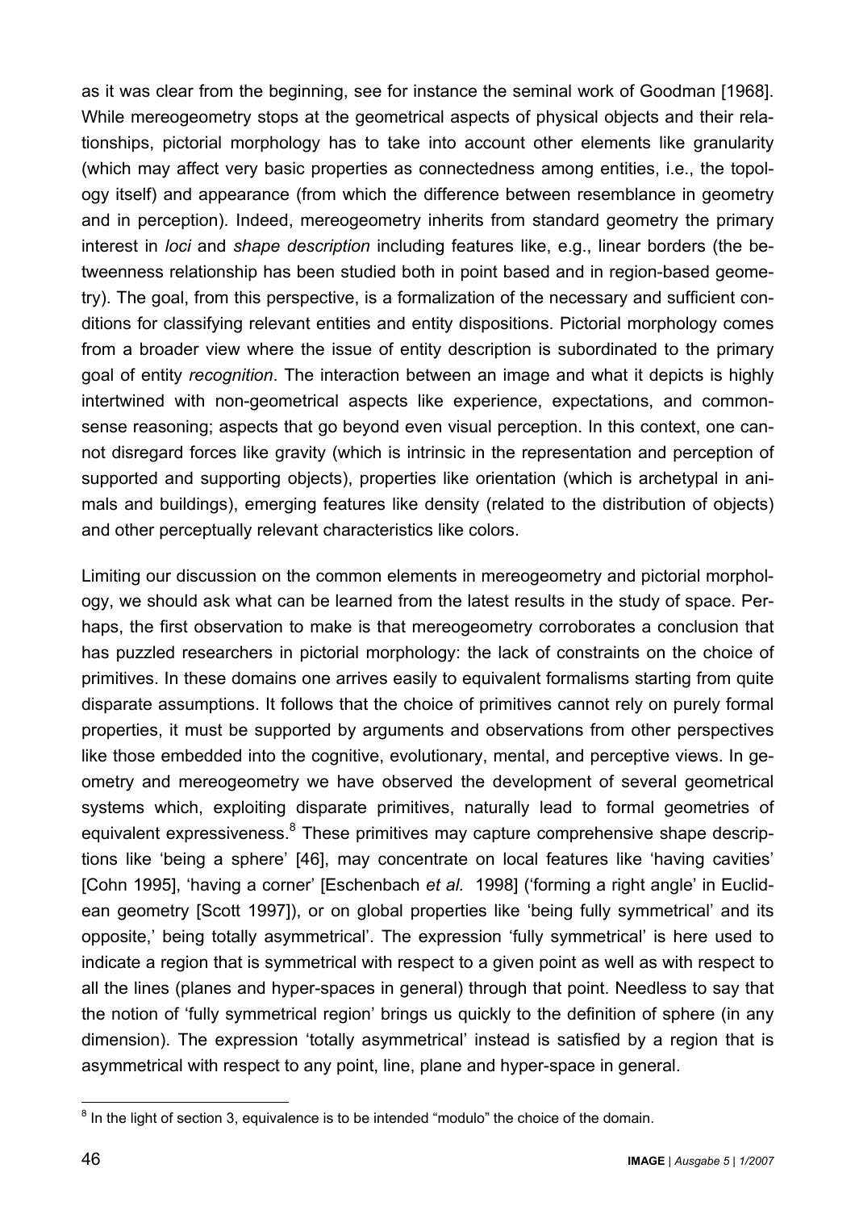as it was clear from the beginning, see for instance the seminal work of Goodman [1968]. While mereogeometry stops at the geometrical aspects of physical objects and their relationships, pictorial morphology has to take into account other elements like granularity (which may affect very basic properties as connectedness among entities, i.e., the topology itself) and appearance (from which the difference between resemblance in geometry and in perception). Indeed, mereogeometry inherits from standard geometry the primary interest in *loci* and *shape description* including features like, e.g., linear borders (the betweenness relationship has been studied both in point based and in region-based geometry). The goal, from this perspective, is a formalization of the necessary and sufficient conditions for classifying relevant entities and entity dispositions. Pictorial morphology comes from a broader view where the issue of entity description is subordinated to the primary goal of entity *recognition*. The interaction between an image and what it depicts is highly intertwined with non-geometrical aspects like experience, expectations, and commonsense reasoning; aspects that go beyond even visual perception. In this context, one cannot disregard forces like gravity (which is intrinsic in the representation and perception of supported and supporting objects), properties like orientation (which is archetypal in animals and buildings), emerging features like density (related to the distribution of objects) and other perceptually relevant characteristics like colors.

Limiting our discussion on the common elements in mereogeometry and pictorial morphology, we should ask what can be learned from the latest results in the study of space. Perhaps, the first observation to make is that mereogeometry corroborates a conclusion that has puzzled researchers in pictorial morphology: the lack of constraints on the choice of primitives. In these domains one arrives easily to equivalent formalisms starting from quite disparate assumptions. It follows that the choice of primitives cannot rely on purely formal properties, it must be supported by arguments and observations from other perspectives like those embedded into the cognitive, evolutionary, mental, and perceptive views. In geometry and mereogeometry we have observed the development of several geometrical systems which, exploiting disparate primitives, naturally lead to formal geometries of equivalent expressiveness.[8] These primitives may capture comprehensive shape descriptions like 'being a sphere' [46], may concentrate on local features like 'having cavities' [Cohn 1995], 'having a corner' [Eschenbach *et al.* 1998] ('forming a right angle' in Euclidean geometry [Scott 1997]), or on global properties like 'being fully symmetrical' and its opposite,' being totally asymmetrical'. The expression 'fully symmetrical' is here used to indicate a region that is symmetrical with respect to a given point as well as with respect to all the lines (planes and hyper-spaces in general) through that point. Needless to say that the notion of 'fully symmetrical region' brings us quickly to the definition of sphere (in any dimension). The expression 'totally asymmetrical' instead is satisfied by a region that is asymmetrical with respect to any point, line, plane and hyper-space in general.

[8] In the light of section 3, equivalence is to be intended "modulo" the choice of the domain.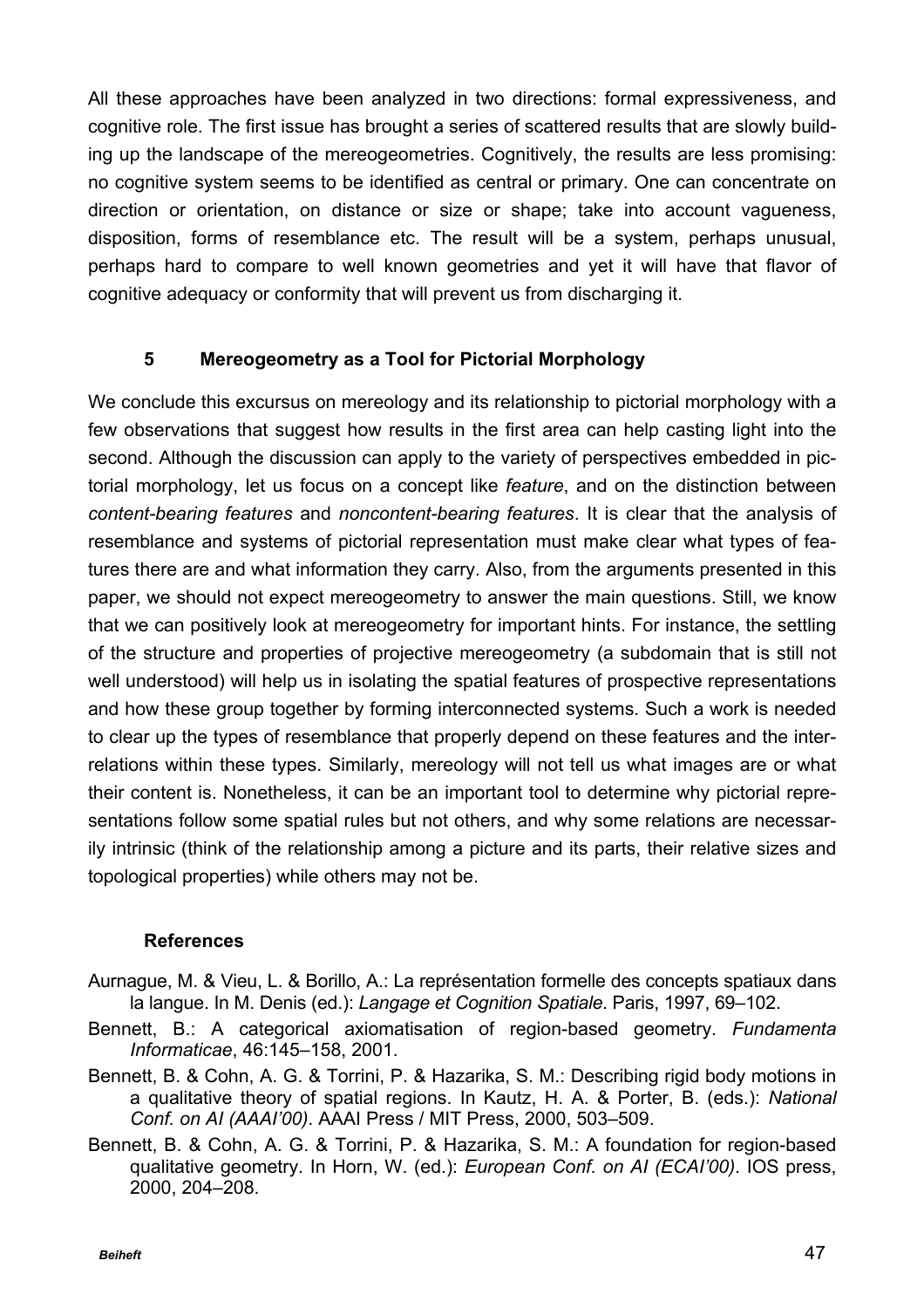All these approaches have been analyzed in two directions: formal expressiveness, and cognitive role. The first issue has brought a series of scattered results that are slowly building up the landscape of the mereogeometries. Cognitively, the results are less promising: no cognitive system seems to be identified as central or primary. One can concentrate on direction or orientation, on distance or size or shape; take into account vagueness, disposition, forms of resemblance etc. The result will be a system, perhaps unusual, perhaps hard to compare to well known geometries and yet it will have that flavor of cognitive adequacy or conformity that will prevent us from discharging it.

## 5 Mereogeometry as a Tool for Pictorial Morphology

We conclude this excursus on mereology and its relationship to pictorial morphology with a few observations that suggest how results in the first area can help casting light into the second. Although the discussion can apply to the variety of perspectives embedded in pictorial morphology, let us focus on a concept like *feature*, and on the distinction between *content-bearing features* and *noncontent-bearing features*. It is clear that the analysis of resemblance and systems of pictorial representation must make clear what types of features there are and what information they carry. Also, from the arguments presented in this paper, we should not expect mereogeometry to answer the main questions. Still, we know that we can positively look at mereogeometry for important hints. For instance, the settling of the structure and properties of projective mereogeometry (a subdomain that is still not well understood) will help us in isolating the spatial features of prospective representations and how these group together by forming interconnected systems. Such a work is needed to clear up the types of resemblance that properly depend on these features and the interrelations within these types. Similarly, mereology will not tell us what images are or what their content is. Nonetheless, it can be an important tool to determine why pictorial representations follow some spatial rules but not others, and why some relations are necessarily intrinsic (think of the relationship among a picture and its parts, their relative sizes and topological properties) while others may not be.

### References

Aurnague, M. & Vieu, L. & Borillo, A.: La représentation formelle des concepts spatiaux dans la langue. In M. Denis (ed.): *Langage et Cognition Spatiale*. Paris, 1997, 69–102.

Bennett, B.: A categorical axiomatisation of region-based geometry. *Fundamenta Informaticae*, 46:145–158, 2001.

Bennett, B. & Cohn, A. G. & Torrini, P. & Hazarika, S. M.: Describing rigid body motions in a qualitative theory of spatial regions. In Kautz, H. A. & Porter, B. (eds.): *National Conf. on AI (AAAI'00)*. AAAI Press / MIT Press, 2000, 503–509.

Bennett, B. & Cohn, A. G. & Torrini, P. & Hazarika, S. M.: A foundation for region-based qualitative geometry. In Horn, W. (ed.): *European Conf. on AI (ECAI'00)*. IOS press, 2000, 204–208.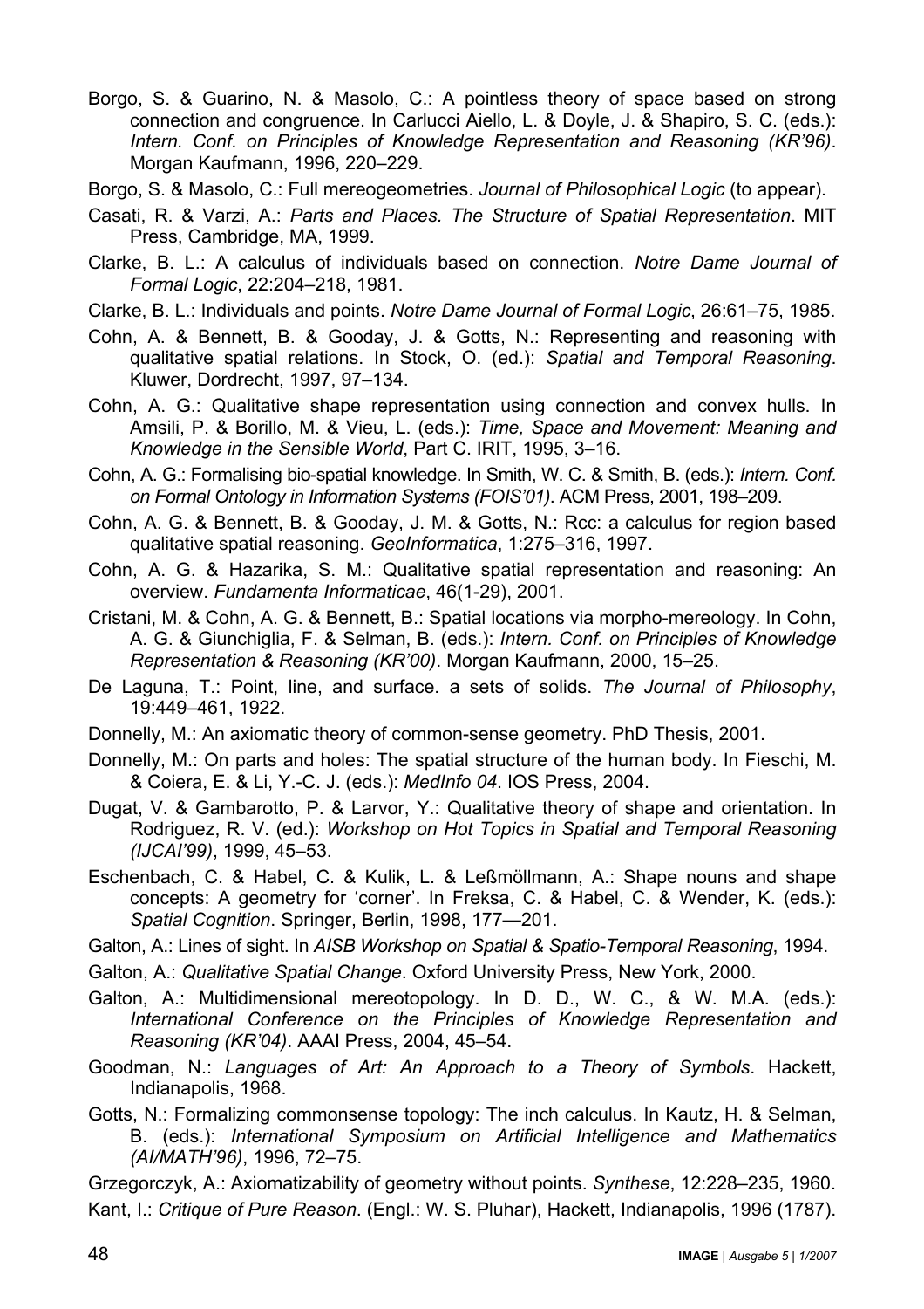Borgo, S. & Guarino, N. & Masolo, C.: A pointless theory of space based on strong connection and congruence. In Carlucci Aiello, L. & Doyle, J. & Shapiro, S. C. (eds.): *Intern. Conf. on Principles of Knowledge Representation and Reasoning (KR'96)*. Morgan Kaufmann, 1996, 220–229.

Borgo, S. & Masolo, C.: Full mereogeometries. *Journal of Philosophical Logic* (to appear).

Casati, R. & Varzi, A.: *Parts and Places. The Structure of Spatial Representation*. MIT Press, Cambridge, MA, 1999.

Clarke, B. L.: A calculus of individuals based on connection. *Notre Dame Journal of Formal Logic*, 22:204–218, 1981.

Clarke, B. L.: Individuals and points. *Notre Dame Journal of Formal Logic*, 26:61–75, 1985.

Cohn, A. & Bennett, B. & Gooday, J. & Gotts, N.: Representing and reasoning with qualitative spatial relations. In Stock, O. (ed.): *Spatial and Temporal Reasoning*. Kluwer, Dordrecht, 1997, 97–134.

Cohn, A. G.: Qualitative shape representation using connection and convex hulls. In Amsili, P. & Borillo, M. & Vieu, L. (eds.): *Time, Space and Movement: Meaning and Knowledge in the Sensible World*, Part C. IRIT, 1995, 3–16.

Cohn, A. G.: Formalising bio-spatial knowledge. In Smith, W. C. & Smith, B. (eds.): *Intern. Conf. on Formal Ontology in Information Systems (FOIS'01)*. ACM Press, 2001, 198–209.

Cohn, A. G. & Bennett, B. & Gooday, J. M. & Gotts, N.: Rcc: a calculus for region based qualitative spatial reasoning. *GeoInformatica*, 1:275–316, 1997.

Cohn, A. G. & Hazarika, S. M.: Qualitative spatial representation and reasoning: An overview. *Fundamenta Informaticae*, 46(1-29), 2001.

Cristani, M. & Cohn, A. G. & Bennett, B.: Spatial locations via morpho-mereology. In Cohn, A. G. & Giunchiglia, F. & Selman, B. (eds.): *Intern. Conf. on Principles of Knowledge Representation & Reasoning (KR'00)*. Morgan Kaufmann, 2000, 15–25.

De Laguna, T.: Point, line, and surface. a sets of solids. *The Journal of Philosophy*, 19:449–461, 1922.

Donnelly, M.: An axiomatic theory of common-sense geometry. PhD Thesis, 2001.

Donnelly, M.: On parts and holes: The spatial structure of the human body. In Fieschi, M. & Coiera, E. & Li, Y.-C. J. (eds.): *MedInfo 04*. IOS Press, 2004.

Dugat, V. & Gambarotto, P. & Larvor, Y.: Qualitative theory of shape and orientation. In Rodriguez, R. V. (ed.): *Workshop on Hot Topics in Spatial and Temporal Reasoning (IJCAI'99)*, 1999, 45–53.

Eschenbach, C. & Habel, C. & Kulik, L. & Leßmöllmann, A.: Shape nouns and shape concepts: A geometry for 'corner'. In Freksa, C. & Habel, C. & Wender, K. (eds.): *Spatial Cognition*. Springer, Berlin, 1998, 177—201.

Galton, A.: Lines of sight. In *AISB Workshop on Spatial & Spatio-Temporal Reasoning*, 1994.

Galton, A.: *Qualitative Spatial Change*. Oxford University Press, New York, 2000.

Galton, A.: Multidimensional mereotopology. In D. D., W. C., & W. M.A. (eds.): *International Conference on the Principles of Knowledge Representation and Reasoning (KR'04)*. AAAI Press, 2004, 45–54.

Goodman, N.: *Languages of Art: An Approach to a Theory of Symbols*. Hackett, Indianapolis, 1968.

Gotts, N.: Formalizing commonsense topology: The inch calculus. In Kautz, H. & Selman, B. (eds.): *International Symposium on Artificial Intelligence and Mathematics (AI/MATH'96)*, 1996, 72–75.

Grzegorczyk, A.: Axiomatizability of geometry without points. *Synthese*, 12:228–235, 1960.

Kant, I.: *Critique of Pure Reason*. (Engl.: W. S. Pluhar), Hackett, Indianapolis, 1996 (1787).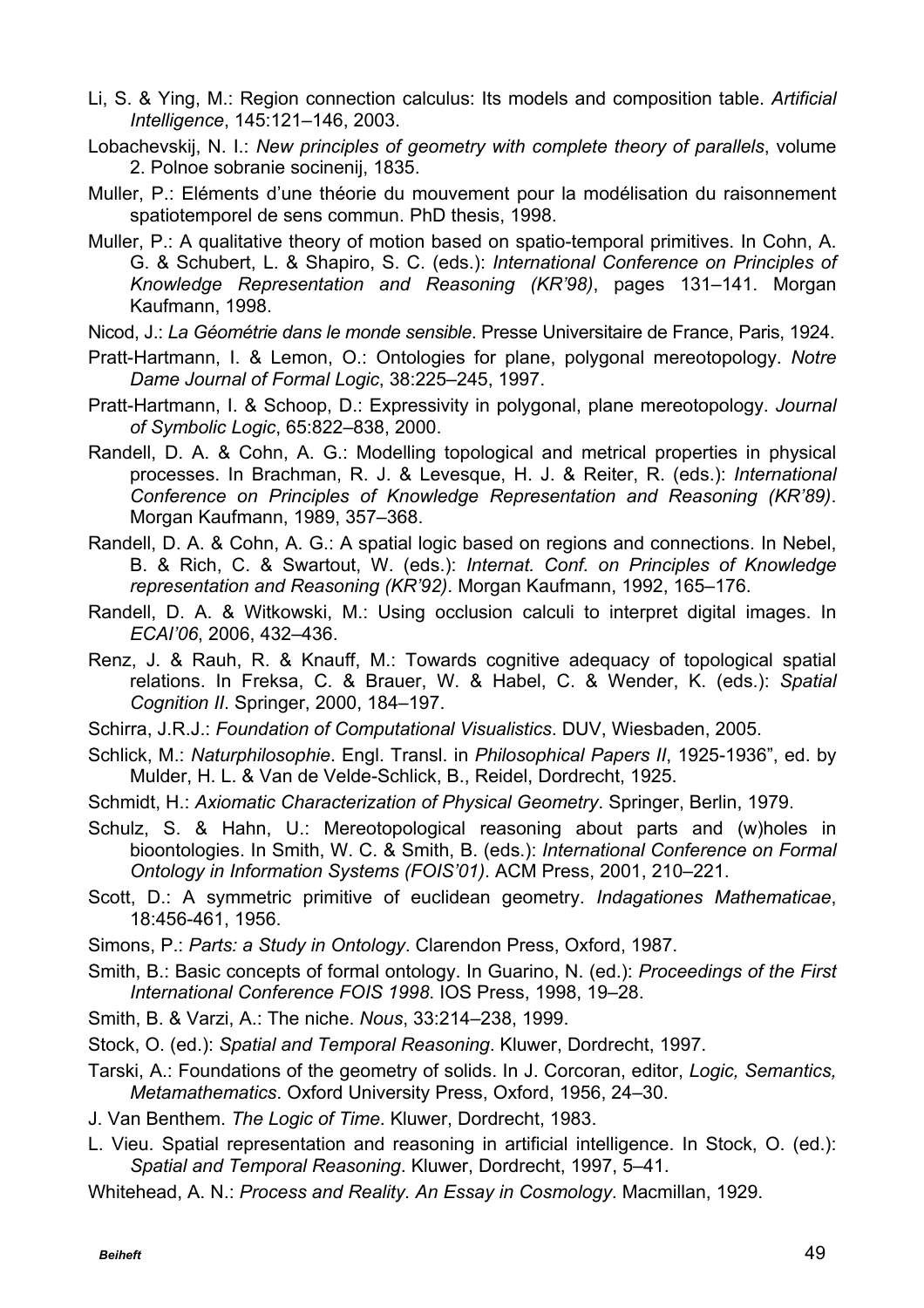Li, S. & Ying, M.: Region connection calculus: Its models and composition table. *Artificial Intelligence*, 145:121–146, 2003.

Lobachevskij, N. I.: *New principles of geometry with complete theory of parallels*, volume 2. Polnoe sobranie socinenij, 1835.

Muller, P.: Eléments d'une théorie du mouvement pour la modélisation du raisonnement spatiotemporel de sens commun. PhD thesis, 1998.

Muller, P.: A qualitative theory of motion based on spatio-temporal primitives. In Cohn, A. G. & Schubert, L. & Shapiro, S. C. (eds.): *International Conference on Principles of Knowledge Representation and Reasoning (KR'98)*, pages 131–141. Morgan Kaufmann, 1998.

Nicod, J.: *La Géométrie dans le monde sensible*. Presse Universitaire de France, Paris, 1924.

Pratt-Hartmann, I. & Lemon, O.: Ontologies for plane, polygonal mereotopology. *Notre Dame Journal of Formal Logic*, 38:225–245, 1997.

Pratt-Hartmann, I. & Schoop, D.: Expressivity in polygonal, plane mereotopology. *Journal of Symbolic Logic*, 65:822–838, 2000.

Randell, D. A. & Cohn, A. G.: Modelling topological and metrical properties in physical processes. In Brachman, R. J. & Levesque, H. J. & Reiter, R. (eds.): *International Conference on Principles of Knowledge Representation and Reasoning (KR'89)*. Morgan Kaufmann, 1989, 357–368.

Randell, D. A. & Cohn, A. G.: A spatial logic based on regions and connections. In Nebel, B. & Rich, C. & Swartout, W. (eds.): *Internat. Conf. on Principles of Knowledge representation and Reasoning (KR'92)*. Morgan Kaufmann, 1992, 165–176.

Randell, D. A. & Witkowski, M.: Using occlusion calculi to interpret digital images. In *ECAI'06*, 2006, 432–436.

Renz, J. & Rauh, R. & Knauff, M.: Towards cognitive adequacy of topological spatial relations. In Freksa, C. & Brauer, W. & Habel, C. & Wender, K. (eds.): *Spatial Cognition II*. Springer, 2000, 184–197.

Schirra, J.R.J.: *Foundation of Computational Visualistics*. DUV, Wiesbaden, 2005.

Schlick, M.: *Naturphilosophie*. Engl. Transl. in *Philosophical Papers II*, 1925-1936", ed. by Mulder, H. L. & Van de Velde-Schlick, B., Reidel, Dordrecht, 1925.

Schmidt, H.: *Axiomatic Characterization of Physical Geometry*. Springer, Berlin, 1979.

Schulz, S. & Hahn, U.: Mereotopological reasoning about parts and (w)holes in bioontologies. In Smith, W. C. & Smith, B. (eds.): *International Conference on Formal Ontology in Information Systems (FOIS'01)*. ACM Press, 2001, 210–221.

Scott, D.: A symmetric primitive of euclidean geometry. *Indagationes Mathematicae*, 18:456-461, 1956.

Simons, P.: *Parts: a Study in Ontology*. Clarendon Press, Oxford, 1987.

Smith, B.: Basic concepts of formal ontology. In Guarino, N. (ed.): *Proceedings of the First International Conference FOIS 1998*. IOS Press, 1998, 19–28.

Smith, B. & Varzi, A.: The niche. *Nous*, 33:214–238, 1999.

Stock, O. (ed.): *Spatial and Temporal Reasoning*. Kluwer, Dordrecht, 1997.

Tarski, A.: Foundations of the geometry of solids. In J. Corcoran, editor, *Logic, Semantics, Metamathematics*. Oxford University Press, Oxford, 1956, 24–30.

J. Van Benthem. *The Logic of Time*. Kluwer, Dordrecht, 1983.

L. Vieu. Spatial representation and reasoning in artificial intelligence. In Stock, O. (ed.): *Spatial and Temporal Reasoning*. Kluwer, Dordrecht, 1997, 5–41.

Whitehead, A. N.: *Process and Reality. An Essay in Cosmology*. Macmillan, 1929.